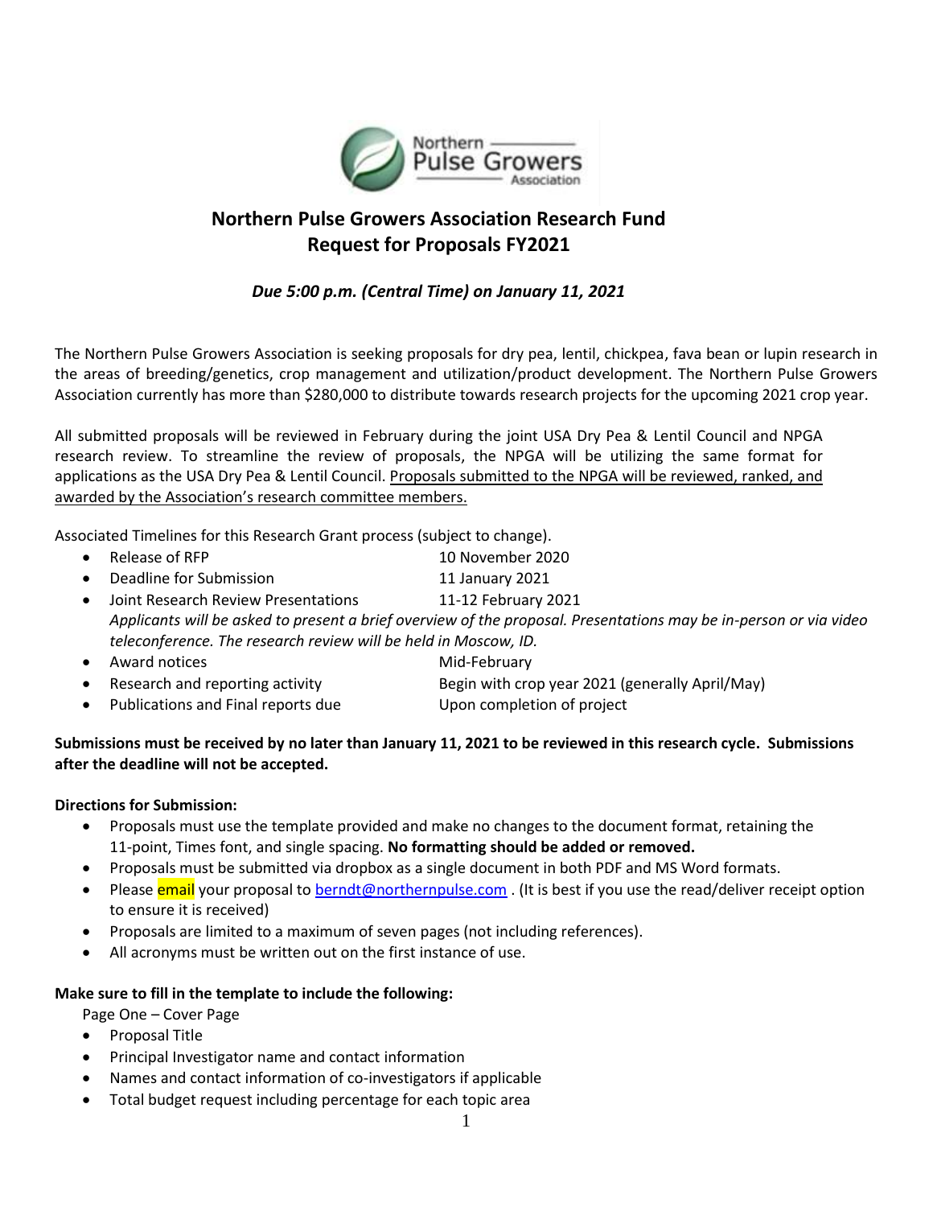# Northern Pulse Growers Association Research Fund
# Request for Proposals FY2021

***Due 5:00 p.m. (Central Time) on January 11, 2021***

The Northern Pulse Growers Association is seeking proposals for dry pea, lentil, chickpea, fava bean or lupin research in the areas of breeding/genetics, crop management and utilization/product development. The Northern Pulse Growers Association currently has more than $280,000 to distribute towards research projects for the upcoming 2021 crop year.

All submitted proposals will be reviewed in February during the joint USA Dry Pea & Lentil Council and NPGA research review. To streamline the review of proposals, the NPGA will be utilizing the same format for applications as the USA Dry Pea & Lentil Council. Proposals submitted to the NPGA will be reviewed, ranked, and awarded by the Association's research committee members.

Associated Timelines for this Research Grant process (subject to change).

- Release of RFP — 10 November 2020
- Deadline for Submission — 11 January 2021
- Joint Research Review Presentations — 11-12 February 2021
  *Applicants will be asked to present a brief overview of the proposal. Presentations may be in-person or via video teleconference. The research review will be held in Moscow, ID.*
- Award notices — Mid-February
- Research and reporting activity — Begin with crop year 2021 (generally April/May)
- Publications and Final reports due — Upon completion of project

**Submissions must be received by no later than January 11, 2021 to be reviewed in this research cycle. Submissions after the deadline will not be accepted.**

**Directions for Submission:**

- Proposals must use the template provided and make no changes to the document format, retaining the 11-point, Times font, and single spacing. **No formatting should be added or removed.**
- Proposals must be submitted via dropbox as a single document in both PDF and MS Word formats.
- Please email your proposal to berndt@northernpulse.com . (It is best if you use the read/deliver receipt option to ensure it is received)
- Proposals are limited to a maximum of seven pages (not including references).
- All acronyms must be written out on the first instance of use.

**Make sure to fill in the template to include the following:**

Page One – Cover Page

- Proposal Title
- Principal Investigator name and contact information
- Names and contact information of co-investigators if applicable
- Total budget request including percentage for each topic area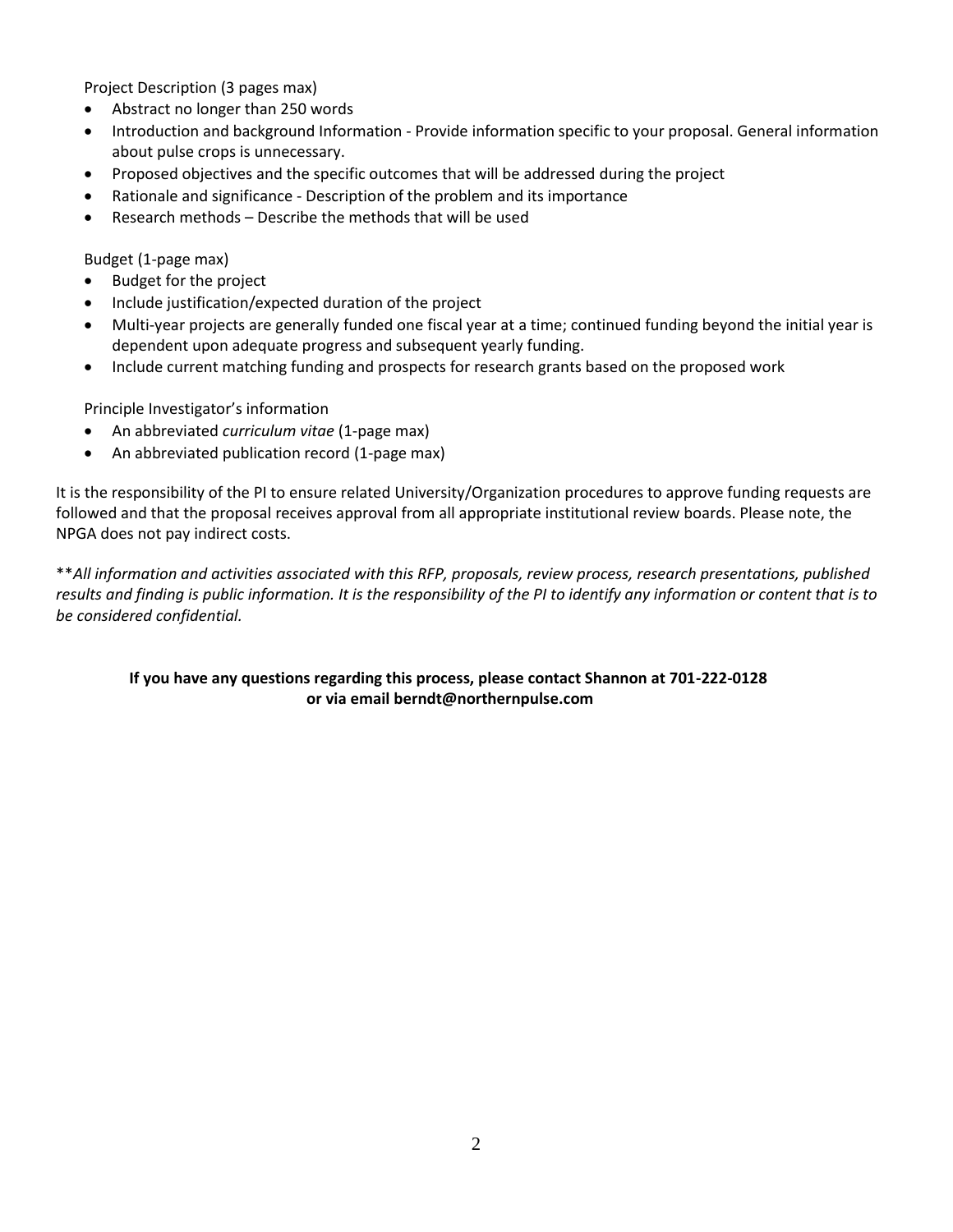Project Description (3 pages max)

- Abstract no longer than 250 words
- Introduction and background Information - Provide information specific to your proposal. General information about pulse crops is unnecessary.
- Proposed objectives and the specific outcomes that will be addressed during the project
- Rationale and significance - Description of the problem and its importance
- Research methods – Describe the methods that will be used

Budget (1-page max)

- Budget for the project
- Include justification/expected duration of the project
- Multi-year projects are generally funded one fiscal year at a time; continued funding beyond the initial year is dependent upon adequate progress and subsequent yearly funding.
- Include current matching funding and prospects for research grants based on the proposed work

Principle Investigator's information

- An abbreviated *curriculum vitae* (1-page max)
- An abbreviated publication record (1-page max)

It is the responsibility of the PI to ensure related University/Organization procedures to approve funding requests are followed and that the proposal receives approval from all appropriate institutional review boards. Please note, the NPGA does not pay indirect costs.

\*\**All information and activities associated with this RFP, proposals, review process, research presentations, published results and finding is public information. It is the responsibility of the PI to identify any information or content that is to be considered confidential.*

**If you have any questions regarding this process, please contact Shannon at 701-222-0128 or via email berndt@northernpulse.com**